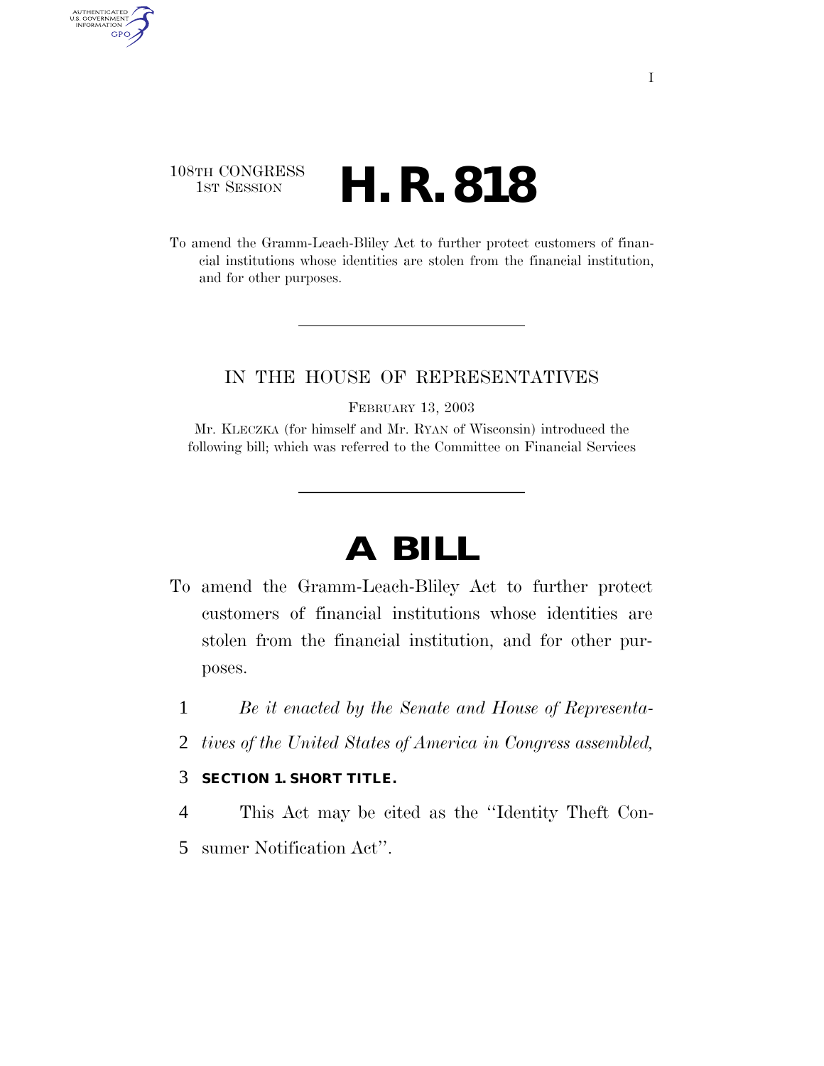108TH CONGRESS
1ST SESSION

# H. R. 818

To amend the Gramm-Leach-Bliley Act to further protect customers of financial institutions whose identities are stolen from the financial institution, and for other purposes.

---

IN THE HOUSE OF REPRESENTATIVES

FEBRUARY 13, 2003

Mr. KLECZKA (for himself and Mr. RYAN of Wisconsin) introduced the following bill; which was referred to the Committee on Financial Services

---

# A BILL

To amend the Gramm-Leach-Bliley Act to further protect customers of financial institutions whose identities are stolen from the financial institution, and for other purposes.

1 *Be it enacted by the Senate and House of Representa-*
2 *tives of the United States of America in Congress assembled,*

3 **SECTION 1. SHORT TITLE.**

4 This Act may be cited as the ''Identity Theft Con-
5 sumer Notification Act''.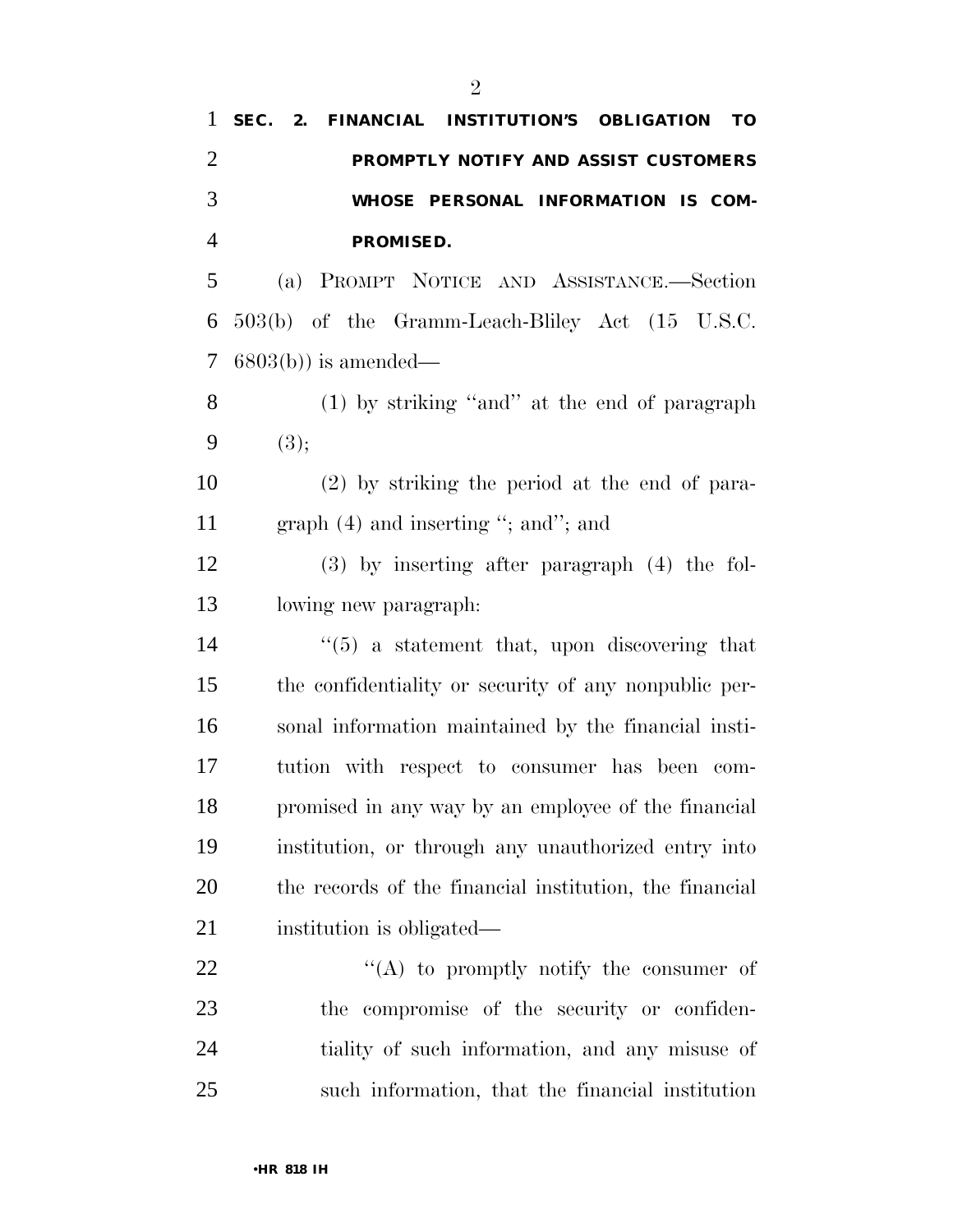**SEC. 2. FINANCIAL INSTITUTION'S OBLIGATION TO PROMPTLY NOTIFY AND ASSIST CUSTOMERS WHOSE PERSONAL INFORMATION IS COMPROMISED.**

(a) PROMPT NOTICE AND ASSISTANCE.—Section 503(b) of the Gramm-Leach-Bliley Act (15 U.S.C. 6803(b)) is amended—

(1) by striking "and" at the end of paragraph (3);

(2) by striking the period at the end of paragraph (4) and inserting "; and"; and

(3) by inserting after paragraph (4) the following new paragraph:

"(5) a statement that, upon discovering that the confidentiality or security of any nonpublic personal information maintained by the financial institution with respect to consumer has been compromised in any way by an employee of the financial institution, or through any unauthorized entry into the records of the financial institution, the financial institution is obligated—

"(A) to promptly notify the consumer of the compromise of the security or confidentiality of such information, and any misuse of such information, that the financial institution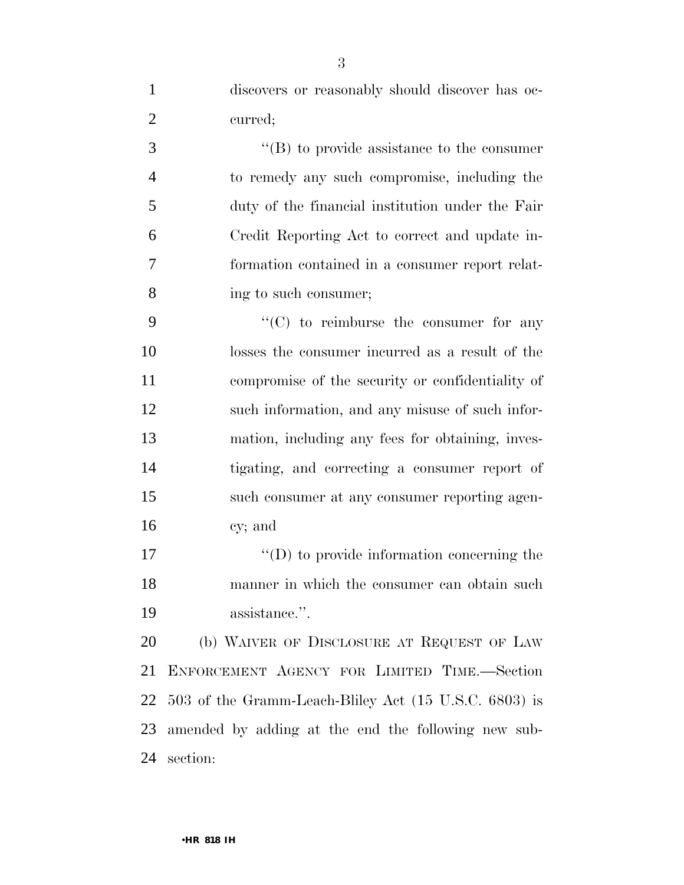discovers or reasonably should discover has occurred;

"(B) to provide assistance to the consumer to remedy any such compromise, including the duty of the financial institution under the Fair Credit Reporting Act to correct and update information contained in a consumer report relating to such consumer;

"(C) to reimburse the consumer for any losses the consumer incurred as a result of the compromise of the security or confidentiality of such information, and any misuse of such information, including any fees for obtaining, investigating, and correcting a consumer report of such consumer at any consumer reporting agency; and

"(D) to provide information concerning the manner in which the consumer can obtain such assistance.".

(b) WAIVER OF DISCLOSURE AT REQUEST OF LAW ENFORCEMENT AGENCY FOR LIMITED TIME.—Section 503 of the Gramm-Leach-Bliley Act (15 U.S.C. 6803) is amended by adding at the end the following new subsection: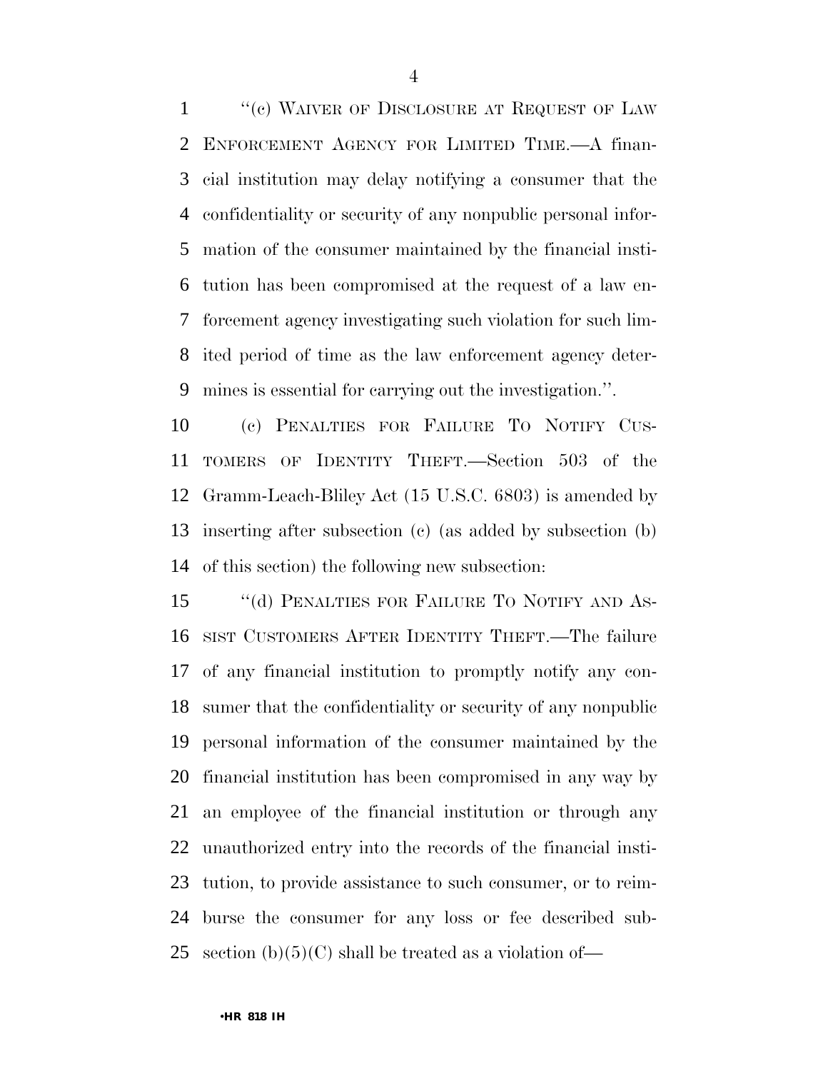"(c) WAIVER OF DISCLOSURE AT REQUEST OF LAW ENFORCEMENT AGENCY FOR LIMITED TIME.—A financial institution may delay notifying a consumer that the confidentiality or security of any nonpublic personal information of the consumer maintained by the financial institution has been compromised at the request of a law enforcement agency investigating such violation for such limited period of time as the law enforcement agency determines is essential for carrying out the investigation.".

(c) PENALTIES FOR FAILURE TO NOTIFY CUSTOMERS OF IDENTITY THEFT.—Section 503 of the Gramm-Leach-Bliley Act (15 U.S.C. 6803) is amended by inserting after subsection (c) (as added by subsection (b) of this section) the following new subsection:

"(d) PENALTIES FOR FAILURE TO NOTIFY AND ASSIST CUSTOMERS AFTER IDENTITY THEFT.—The failure of any financial institution to promptly notify any consumer that the confidentiality or security of any nonpublic personal information of the consumer maintained by the financial institution has been compromised in any way by an employee of the financial institution or through any unauthorized entry into the records of the financial institution, to provide assistance to such consumer, or to reimburse the consumer for any loss or fee described subsection (b)(5)(C) shall be treated as a violation of—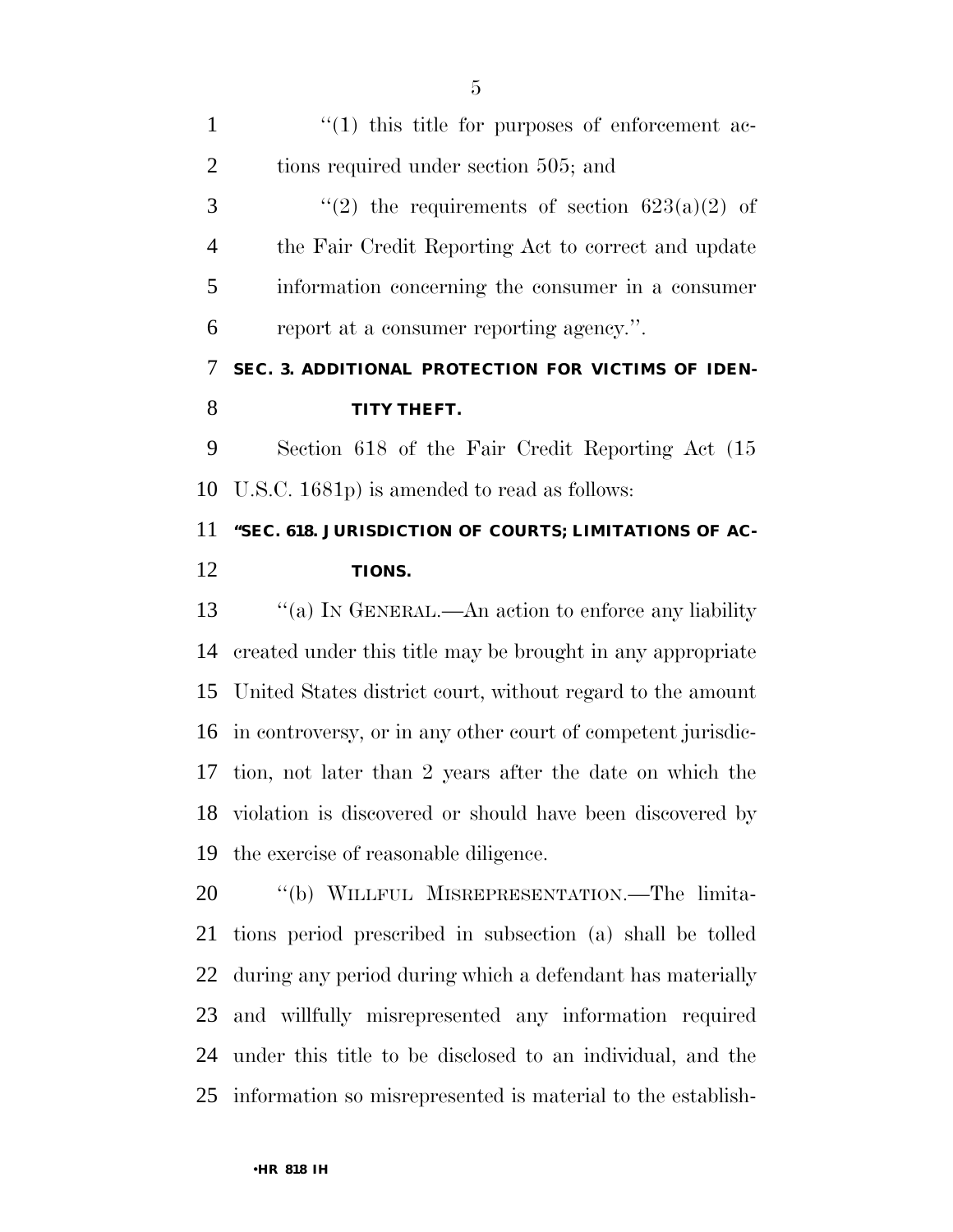"(1) this title for purposes of enforcement actions required under section 505; and

"(2) the requirements of section 623(a)(2) of the Fair Credit Reporting Act to correct and update information concerning the consumer in a consumer report at a consumer reporting agency.".

## SEC. 3. ADDITIONAL PROTECTION FOR VICTIMS OF IDENTITY THEFT.

Section 618 of the Fair Credit Reporting Act (15 U.S.C. 1681p) is amended to read as follows:

## "SEC. 618. JURISDICTION OF COURTS; LIMITATIONS OF ACTIONS.

"(a) IN GENERAL.—An action to enforce any liability created under this title may be brought in any appropriate United States district court, without regard to the amount in controversy, or in any other court of competent jurisdiction, not later than 2 years after the date on which the violation is discovered or should have been discovered by the exercise of reasonable diligence.

"(b) WILLFUL MISREPRESENTATION.—The limitations period prescribed in subsection (a) shall be tolled during any period during which a defendant has materially and willfully misrepresented any information required under this title to be disclosed to an individual, and the information so misrepresented is material to the establish-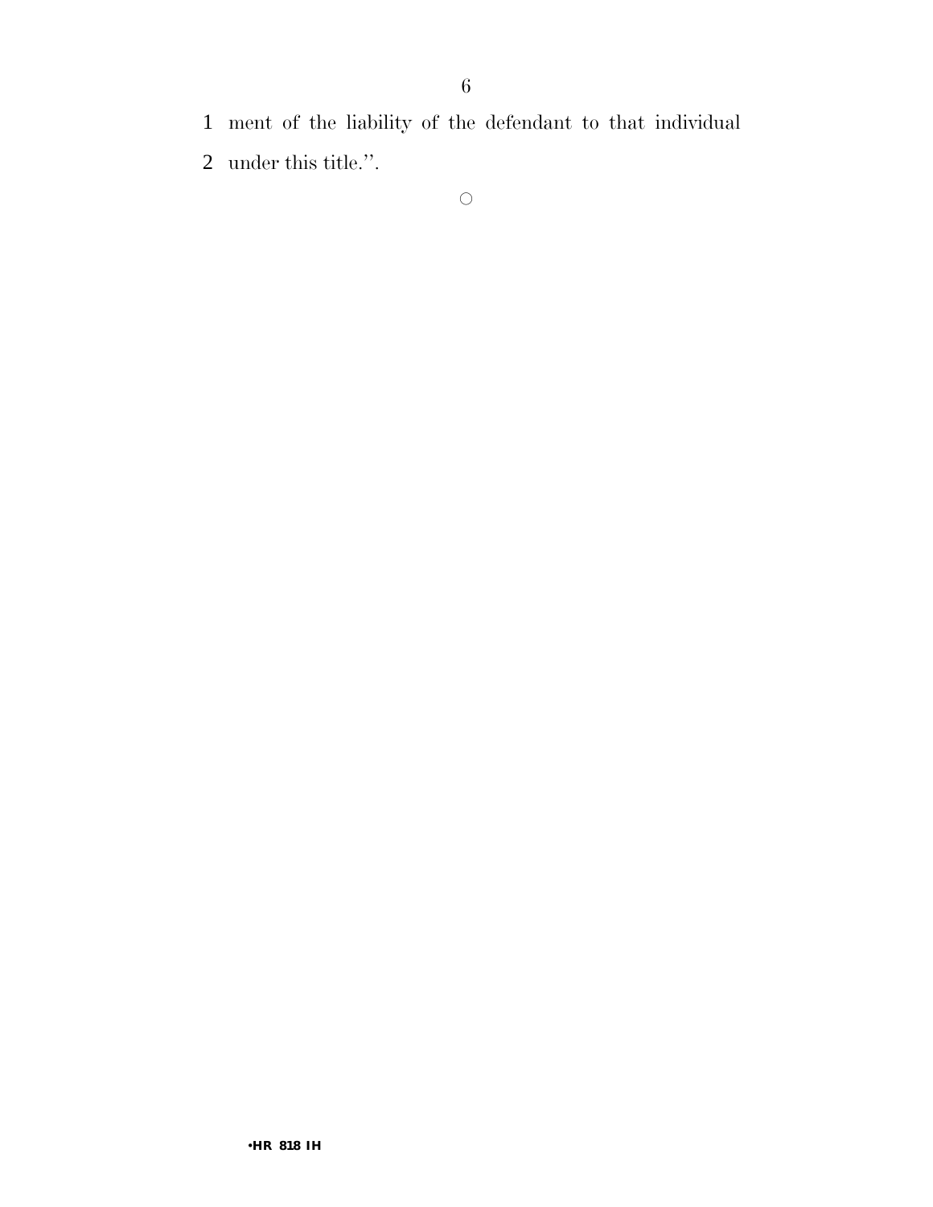ment of the liability of the defendant to that individual under this title.''.

○